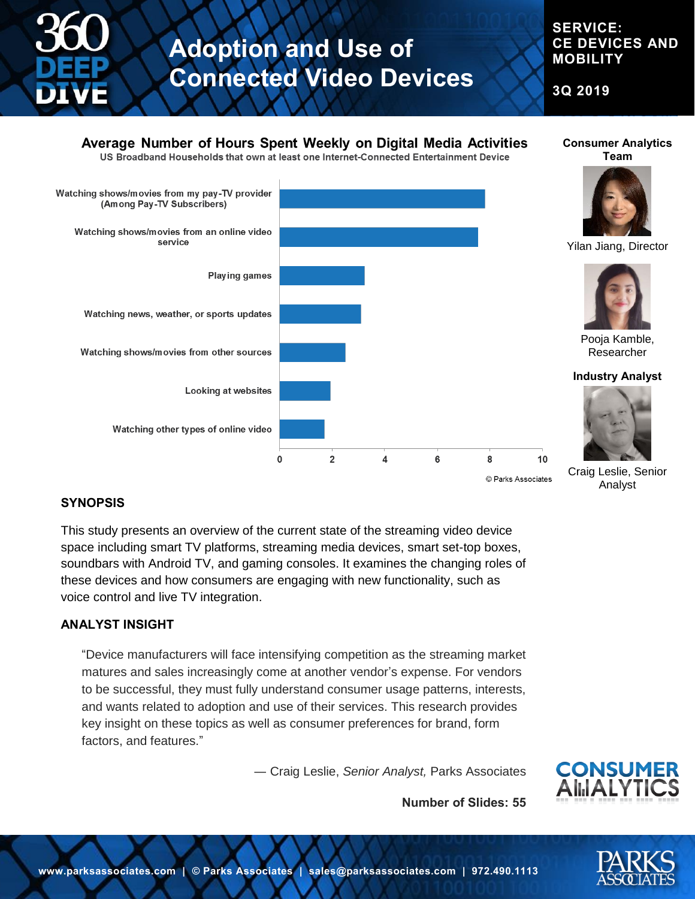# Adoption and Use of Connected Video Devices

**SERVICE: CE DEVICES AND MOBILITY**

**3Q 2019**

## Average Number of Hours Spent Weekly on Digital Media Activities

US Broadband Households that own at least one Internet-Connected Entertainment Device

- Watching shows/movies from my pay-TV provider (Among Pay-TV Subscribers)
- Watching shows/movies from an online video service
- Playing games
- Watching news, weather, or sports updates
- Watching shows/movies from other sources
- Looking at websites
- Watching other types of online video

© Parks Associates

**Consumer Analytics Team**

Yilan Jiang, Director

Pooja Kamble, Researcher

**Industry Analyst**

Craig Leslie, Senior Analyst

## SYNOPSIS

This study presents an overview of the current state of the streaming video device space including smart TV platforms, streaming media devices, smart set-top boxes, soundbars with Android TV, and gaming consoles. It examines the changing roles of these devices and how consumers are engaging with new functionality, such as voice control and live TV integration.

## ANALYST INSIGHT

"Device manufacturers will face intensifying competition as the streaming market matures and sales increasingly come at another vendor's expense. For vendors to be successful, they must fully understand consumer usage patterns, interests, and wants related to adoption and use of their services. This research provides key insight on these topics as well as consumer preferences for brand, form factors, and features."

— Craig Leslie, *Senior Analyst,* Parks Associates

**Number of Slides: 55**

www.parksassociates.com | © Parks Associates | sales@parksassociates.com | 972.490.1113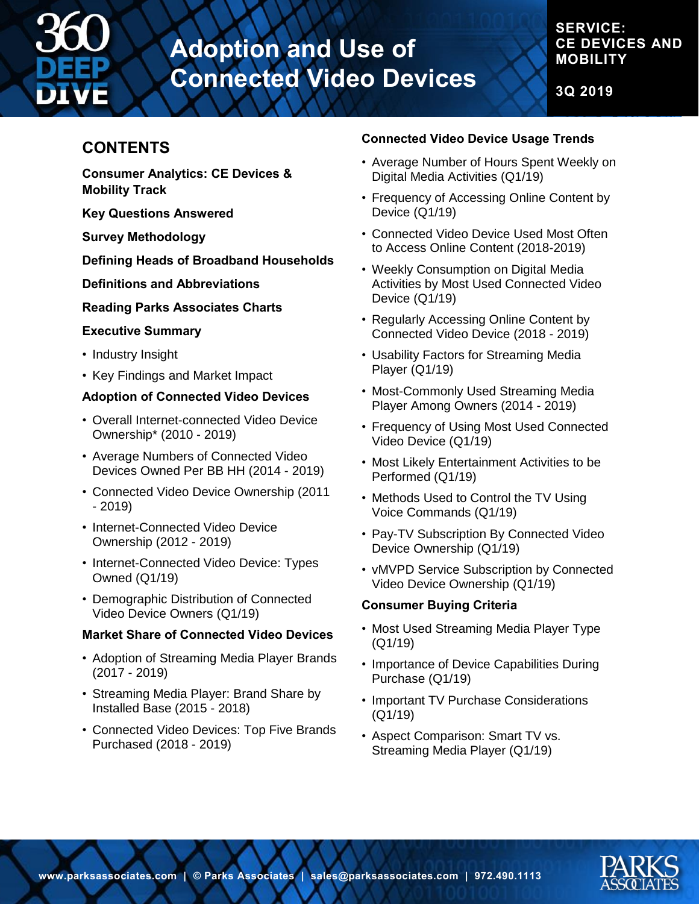# Adoption and Use of Connected Video Devices

**SERVICE: CE DEVICES AND MOBILITY**

**3Q 2019**

## CONTENTS

**Consumer Analytics: CE Devices & Mobility Track**

**Key Questions Answered**

**Survey Methodology**

**Defining Heads of Broadband Households**

**Definitions and Abbreviations**

**Reading Parks Associates Charts**

**Executive Summary**

- Industry Insight
- Key Findings and Market Impact

**Adoption of Connected Video Devices**

- Overall Internet-connected Video Device Ownership* (2010 - 2019)
- Average Numbers of Connected Video Devices Owned Per BB HH (2014 - 2019)
- Connected Video Device Ownership (2011 - 2019)
- Internet-Connected Video Device Ownership (2012 - 2019)
- Internet-Connected Video Device: Types Owned (Q1/19)
- Demographic Distribution of Connected Video Device Owners (Q1/19)

**Market Share of Connected Video Devices**

- Adoption of Streaming Media Player Brands (2017 - 2019)
- Streaming Media Player: Brand Share by Installed Base (2015 - 2018)
- Connected Video Devices: Top Five Brands Purchased (2018 - 2019)

**Connected Video Device Usage Trends**

- Average Number of Hours Spent Weekly on Digital Media Activities (Q1/19)
- Frequency of Accessing Online Content by Device (Q1/19)
- Connected Video Device Used Most Often to Access Online Content (2018-2019)
- Weekly Consumption on Digital Media Activities by Most Used Connected Video Device (Q1/19)
- Regularly Accessing Online Content by Connected Video Device (2018 - 2019)
- Usability Factors for Streaming Media Player (Q1/19)
- Most-Commonly Used Streaming Media Player Among Owners (2014 - 2019)
- Frequency of Using Most Used Connected Video Device (Q1/19)
- Most Likely Entertainment Activities to be Performed (Q1/19)
- Methods Used to Control the TV Using Voice Commands (Q1/19)
- Pay-TV Subscription By Connected Video Device Ownership (Q1/19)
- vMVPD Service Subscription by Connected Video Device Ownership (Q1/19)

**Consumer Buying Criteria**

- Most Used Streaming Media Player Type (Q1/19)
- Importance of Device Capabilities During Purchase (Q1/19)
- Important TV Purchase Considerations (Q1/19)
- Aspect Comparison: Smart TV vs. Streaming Media Player (Q1/19)

www.parksassociates.com | © Parks Associates | sales@parksassociates.com | 972.490.1113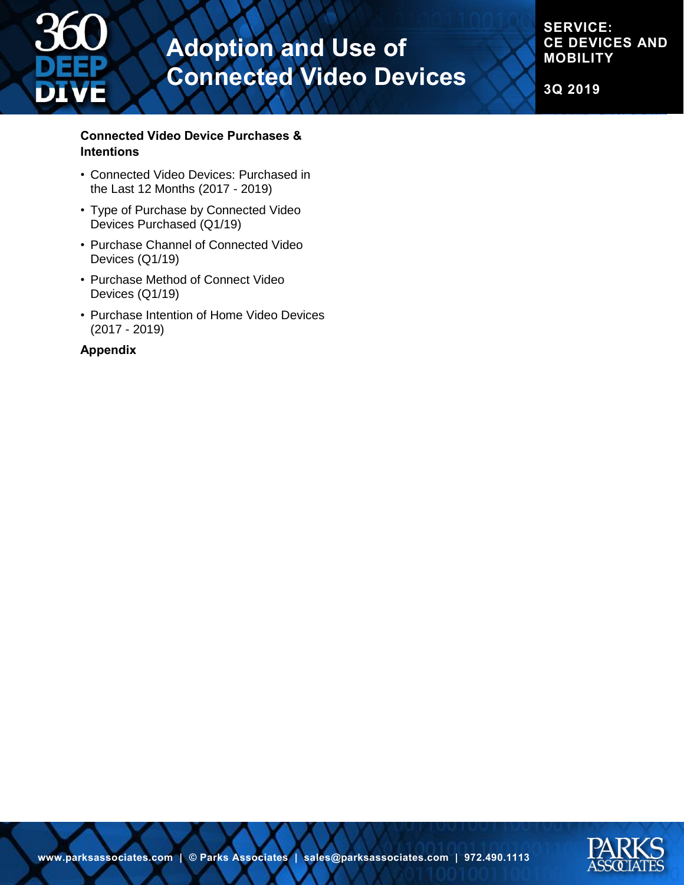**Connected Video Device Purchases & Intentions**

- Connected Video Devices: Purchased in the Last 12 Months (2017 - 2019)
- Type of Purchase by Connected Video Devices Purchased (Q1/19)
- Purchase Channel of Connected Video Devices (Q1/19)
- Purchase Method of Connect Video Devices (Q1/19)
- Purchase Intention of Home Video Devices (2017 - 2019)

**Appendix**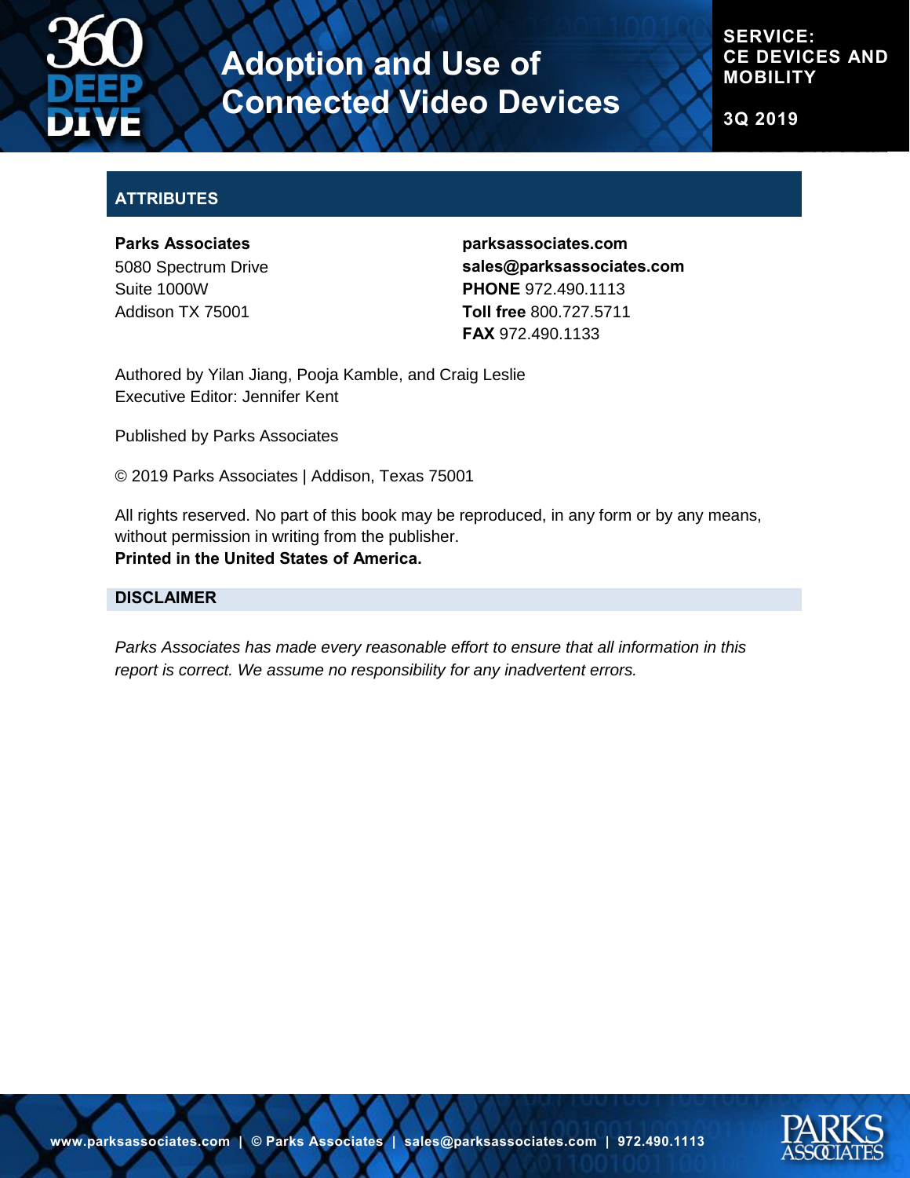# Adoption and Use of Connected Video Devices

**SERVICE: CE DEVICES AND MOBILITY**

**3Q 2019**

## ATTRIBUTES

**Parks Associates**
5080 Spectrum Drive
Suite 1000W
Addison TX 75001

**parksassociates.com**
**sales@parksassociates.com**
**PHONE** 972.490.1113
**Toll free** 800.727.5711
**FAX** 972.490.1133

Authored by Yilan Jiang, Pooja Kamble, and Craig Leslie
Executive Editor: Jennifer Kent

Published by Parks Associates

© 2019 Parks Associates | Addison, Texas 75001

All rights reserved. No part of this book may be reproduced, in any form or by any means, without permission in writing from the publisher.
**Printed in the United States of America.**

## DISCLAIMER

*Parks Associates has made every reasonable effort to ensure that all information in this report is correct. We assume no responsibility for any inadvertent errors.*